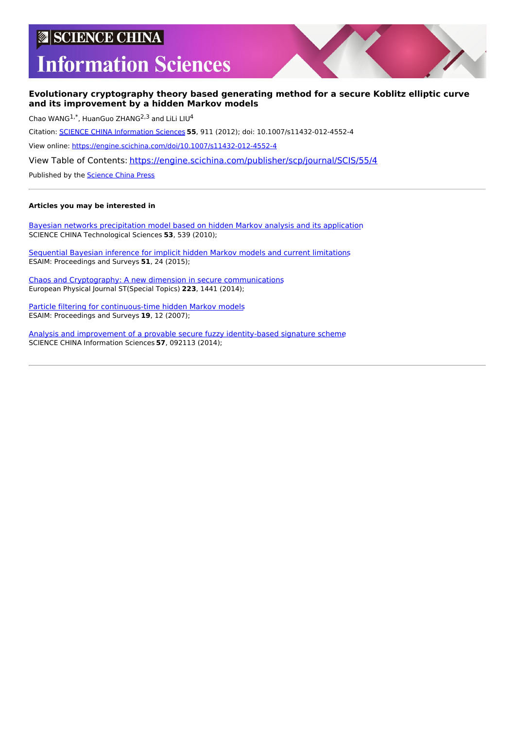# SCIENCE CHINA Information Sciences

**Evolutionary cryptography theory based generating method for a secure Koblitz elliptic curve and its improvement by a hidden Markov models**

Chao WANG[1,*], HuanGuo ZHANG[2,3] and LiLi LIU[4]

Citation: SCIENCE CHINA Information Sciences **55**, 911 (2012); doi: 10.1007/s11432-012-4552-4

View online: https://engine.scichina.com/doi/10.1007/s11432-012-4552-4

View Table of Contents: https://engine.scichina.com/publisher/scp/journal/SCIS/55/4

Published by the Science China Press

---

**Articles you may be interested in**

Bayesian networks precipitation model based on hidden Markov analysis and its application
SCIENCE CHINA Technological Sciences **53**, 539 (2010);

Sequential Bayesian inference for implicit hidden Markov models and current limitations
ESAIM: Proceedings and Surveys **51**, 24 (2015);

Chaos and Cryptography: A new dimension in secure communications
European Physical Journal ST(Special Topics) **223**, 1441 (2014);

Particle filtering for continuous-time hidden Markov models
ESAIM: Proceedings and Surveys **19**, 12 (2007);

Analysis and improvement of a provable secure fuzzy identity-based signature scheme
SCIENCE CHINA Information Sciences **57**, 092113 (2014);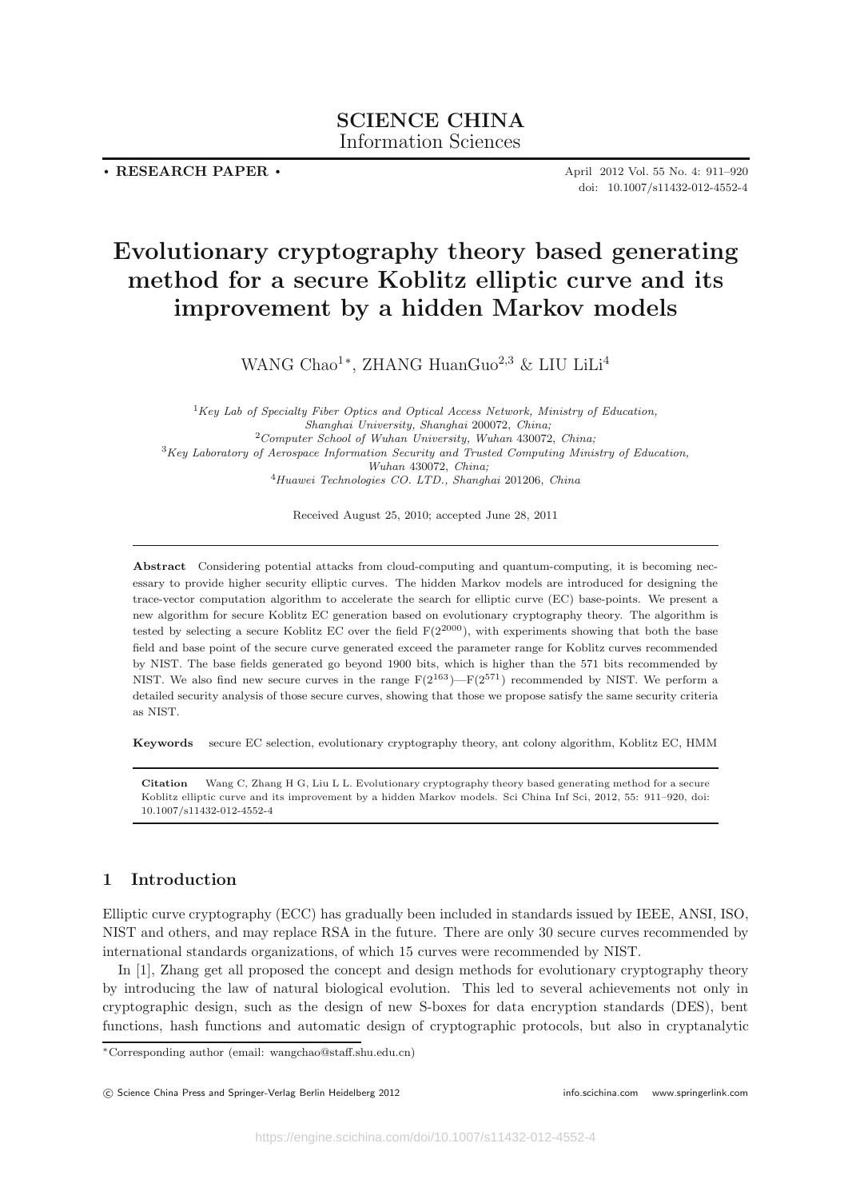**SCIENCE CHINA**
Information Sciences

• **RESEARCH PAPER** •

April 2012 Vol. 55 No. 4: 911–920
doi: 10.1007/s11432-012-4552-4

# Evolutionary cryptography theory based generating method for a secure Koblitz elliptic curve and its improvement by a hidden Markov models

WANG Chao[1]*, ZHANG HuanGuo[2,3] & LIU LiLi[4]

[1]*Key Lab of Specialty Fiber Optics and Optical Access Network, Ministry of Education, Shanghai University, Shanghai* 200072*, China;*
[2]*Computer School of Wuhan University, Wuhan* 430072*, China;*
[3]*Key Laboratory of Aerospace Information Security and Trusted Computing Ministry of Education, Wuhan* 430072*, China;*
[4]*Huawei Technologies CO. LTD., Shanghai* 201206*, China*

Received August 25, 2010; accepted June 28, 2011

**Abstract** Considering potential attacks from cloud-computing and quantum-computing, it is becoming necessary to provide higher security elliptic curves. The hidden Markov models are introduced for designing the trace-vector computation algorithm to accelerate the search for elliptic curve (EC) base-points. We present a new algorithm for secure Koblitz EC generation based on evolutionary cryptography theory. The algorithm is tested by selecting a secure Koblitz EC over the field $F(2^{2000})$, with experiments showing that both the base field and base point of the secure curve generated exceed the parameter range for Koblitz curves recommended by NIST. The base fields generated go beyond 1900 bits, which is higher than the 571 bits recommended by NIST. We also find new secure curves in the range $F(2^{163})$—$F(2^{571})$ recommended by NIST. We perform a detailed security analysis of those secure curves, showing that those we propose satisfy the same security criteria as NIST.

**Keywords** secure EC selection, evolutionary cryptography theory, ant colony algorithm, Koblitz EC, HMM

**Citation** Wang C, Zhang H G, Liu L L. Evolutionary cryptography theory based generating method for a secure Koblitz elliptic curve and its improvement by a hidden Markov models. Sci China Inf Sci, 2012, 55: 911–920, doi: 10.1007/s11432-012-4552-4

## 1 Introduction

Elliptic curve cryptography (ECC) has gradually been included in standards issued by IEEE, ANSI, ISO, NIST and others, and may replace RSA in the future. There are only 30 secure curves recommended by international standards organizations, of which 15 curves were recommended by NIST.

In [1], Zhang get all proposed the concept and design methods for evolutionary cryptography theory by introducing the law of natural biological evolution. This led to several achievements not only in cryptographic design, such as the design of new S-boxes for data encryption standards (DES), bent functions, hash functions and automatic design of cryptographic protocols, but also in cryptanalytic

*Corresponding author (email: wangchao@staff.shu.edu.cn)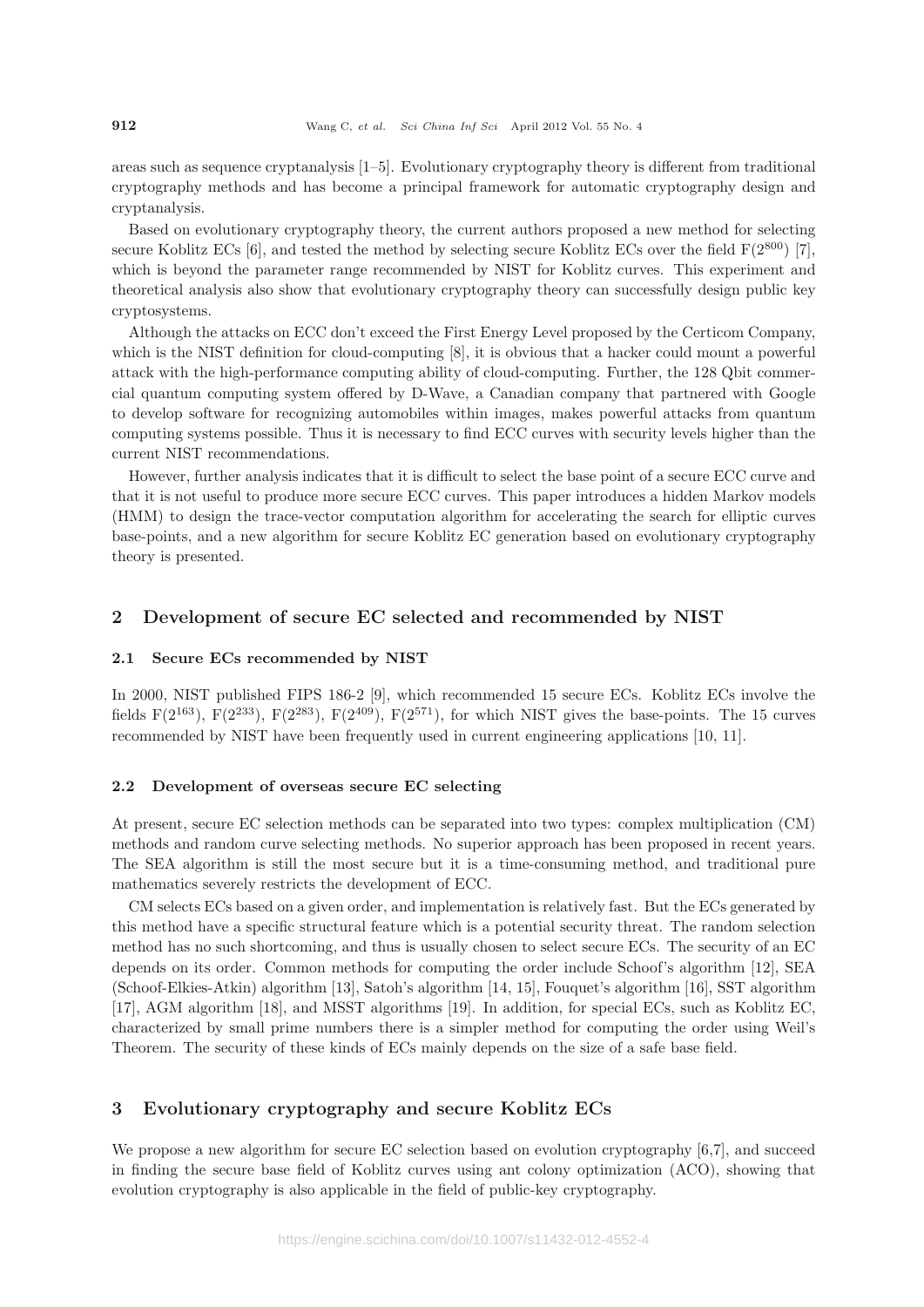areas such as sequence cryptanalysis [1–5]. Evolutionary cryptography theory is different from traditional cryptography methods and has become a principal framework for automatic cryptography design and cryptanalysis.

Based on evolutionary cryptography theory, the current authors proposed a new method for selecting secure Koblitz ECs [6], and tested the method by selecting secure Koblitz ECs over the field $F(2^{800})$ [7], which is beyond the parameter range recommended by NIST for Koblitz curves. This experiment and theoretical analysis also show that evolutionary cryptography theory can successfully design public key cryptosystems.

Although the attacks on ECC don't exceed the First Energy Level proposed by the Certicom Company, which is the NIST definition for cloud-computing [8], it is obvious that a hacker could mount a powerful attack with the high-performance computing ability of cloud-computing. Further, the 128 Qbit commercial quantum computing system offered by D-Wave, a Canadian company that partnered with Google to develop software for recognizing automobiles within images, makes powerful attacks from quantum computing systems possible. Thus it is necessary to find ECC curves with security levels higher than the current NIST recommendations.

However, further analysis indicates that it is difficult to select the base point of a secure ECC curve and that it is not useful to produce more secure ECC curves. This paper introduces a hidden Markov models (HMM) to design the trace-vector computation algorithm for accelerating the search for elliptic curves base-points, and a new algorithm for secure Koblitz EC generation based on evolutionary cryptography theory is presented.

## 2 Development of secure EC selected and recommended by NIST

### 2.1 Secure ECs recommended by NIST

In 2000, NIST published FIPS 186-2 [9], which recommended 15 secure ECs. Koblitz ECs involve the fields $F(2^{163})$, $F(2^{233})$, $F(2^{283})$, $F(2^{409})$, $F(2^{571})$, for which NIST gives the base-points. The 15 curves recommended by NIST have been frequently used in current engineering applications [10, 11].

### 2.2 Development of overseas secure EC selecting

At present, secure EC selection methods can be separated into two types: complex multiplication (CM) methods and random curve selecting methods. No superior approach has been proposed in recent years. The SEA algorithm is still the most secure but it is a time-consuming method, and traditional pure mathematics severely restricts the development of ECC.

CM selects ECs based on a given order, and implementation is relatively fast. But the ECs generated by this method have a specific structural feature which is a potential security threat. The random selection method has no such shortcoming, and thus is usually chosen to select secure ECs. The security of an EC depends on its order. Common methods for computing the order include Schoof's algorithm [12], SEA (Schoof-Elkies-Atkin) algorithm [13], Satoh's algorithm [14, 15], Fouquet's algorithm [16], SST algorithm [17], AGM algorithm [18], and MSST algorithms [19]. In addition, for special ECs, such as Koblitz EC, characterized by small prime numbers there is a simpler method for computing the order using Weil's Theorem. The security of these kinds of ECs mainly depends on the size of a safe base field.

## 3 Evolutionary cryptography and secure Koblitz ECs

We propose a new algorithm for secure EC selection based on evolution cryptography [6,7], and succeed in finding the secure base field of Koblitz curves using ant colony optimization (ACO), showing that evolution cryptography is also applicable in the field of public-key cryptography.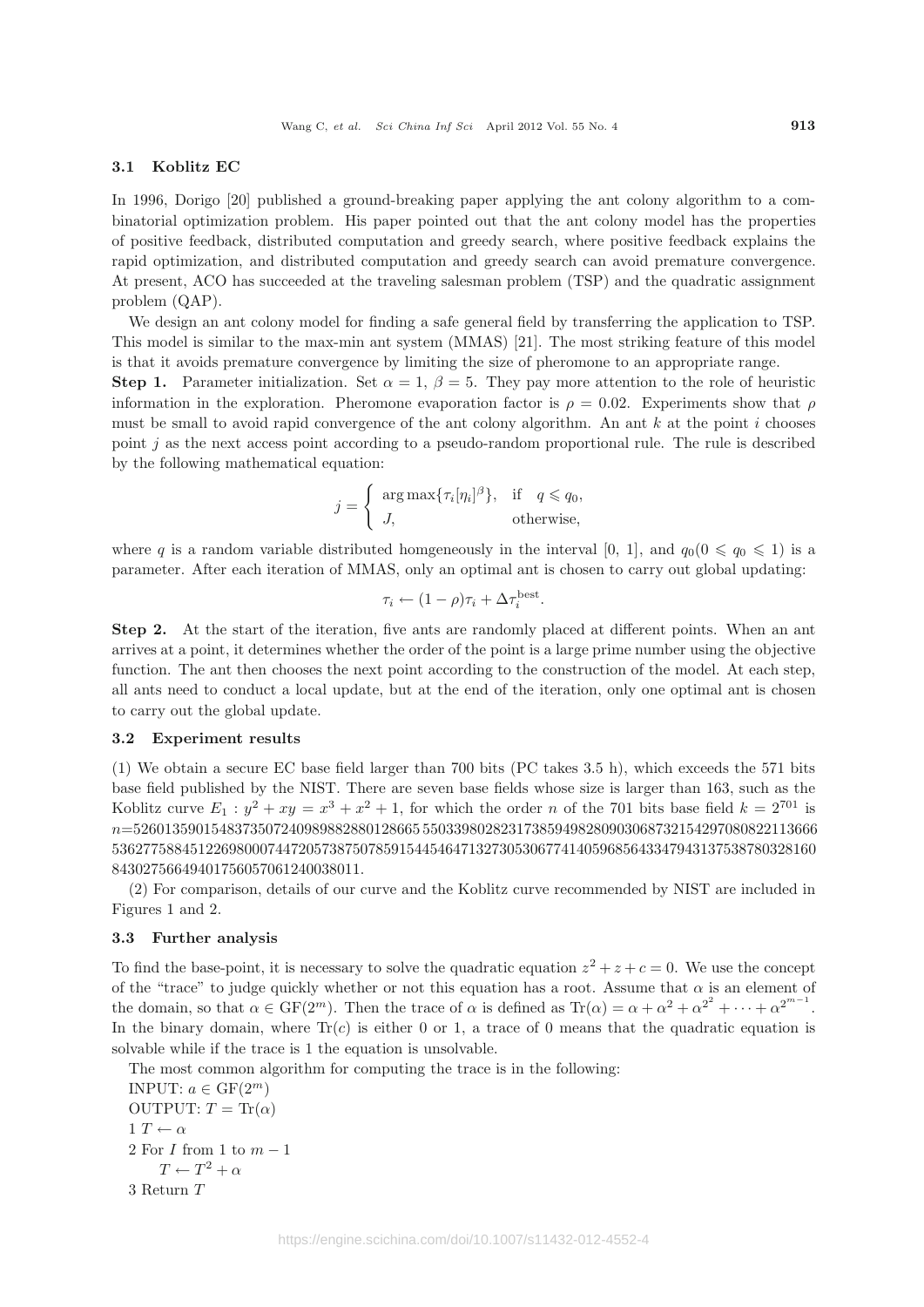### 3.1 Koblitz EC

In 1996, Dorigo [20] published a ground-breaking paper applying the ant colony algorithm to a combinatorial optimization problem. His paper pointed out that the ant colony model has the properties of positive feedback, distributed computation and greedy search, where positive feedback explains the rapid optimization, and distributed computation and greedy search can avoid premature convergence. At present, ACO has succeeded at the traveling salesman problem (TSP) and the quadratic assignment problem (QAP).

We design an ant colony model for finding a safe general field by transferring the application to TSP. This model is similar to the max-min ant system (MMAS) [21]. The most striking feature of this model is that it avoids premature convergence by limiting the size of pheromone to an appropriate range.

**Step 1.** Parameter initialization. Set $\alpha = 1$, $\beta = 5$. They pay more attention to the role of heuristic information in the exploration. Pheromone evaporation factor is $\rho = 0.02$. Experiments show that $\rho$ must be small to avoid rapid convergence of the ant colony algorithm. An ant $k$ at the point $i$ chooses point $j$ as the next access point according to a pseudo-random proportional rule. The rule is described by the following mathematical equation:

$$j = \begin{cases} \arg\max\{\tau_i[\eta_i]^\beta\}, & \text{if} \quad q \leqslant q_0, \\ J, & \text{otherwise}, \end{cases}$$

where $q$ is a random variable distributed homgeneously in the interval [0, 1], and $q_0 (0 \leqslant q_0 \leqslant 1)$ is a parameter. After each iteration of MMAS, only an optimal ant is chosen to carry out global updating:

$$\tau_i \leftarrow (1 - \rho)\tau_i + \Delta\tau_i^{\text{best}}.$$

**Step 2.** At the start of the iteration, five ants are randomly placed at different points. When an ant arrives at a point, it determines whether the order of the point is a large prime number using the objective function. The ant then chooses the next point according to the construction of the model. At each step, all ants need to conduct a local update, but at the end of the iteration, only one optimal ant is chosen to carry out the global update.

### 3.2 Experiment results

(1) We obtain a secure EC base field larger than 700 bits (PC takes 3.5 h), which exceeds the 571 bits base field published by the NIST. There are seven base fields whose size is larger than 163, such as the Koblitz curve $E_1 : y^2 + xy = x^3 + x^2 + 1$, for which the order $n$ of the 701 bits base field $k = 2^{701}$ is $n$=526013590154837350724098988288801286655503398028231738594982809030687321542970808221136665362775884512269800074472057387507859154454647132730530677414059685643347943137538780328160843027566494017560570612400380011.

(2) For comparison, details of our curve and the Koblitz curve recommended by NIST are included in Figures 1 and 2.

### 3.3 Further analysis

To find the base-point, it is necessary to solve the quadratic equation $z^2 + z + c = 0$. We use the concept of the "trace" to judge quickly whether or not this equation has a root. Assume that $\alpha$ is an element of the domain, so that $\alpha \in \mathrm{GF}(2^m)$. Then the trace of $\alpha$ is defined as $\mathrm{Tr}(\alpha) = \alpha + \alpha^2 + \alpha^{2^2} + \cdots + \alpha^{2^{m-1}}$. In the binary domain, where $\mathrm{Tr}(c)$ is either 0 or 1, a trace of 0 means that the quadratic equation is solvable while if the trace is 1 the equation is unsolvable.

The most common algorithm for computing the trace is in the following:

INPUT: $a \in \mathrm{GF}(2^m)$
OUTPUT: $T = \mathrm{Tr}(\alpha)$
1 $T \leftarrow \alpha$
2 For $I$ from 1 to $m - 1$
    $T \leftarrow T^2 + \alpha$
3 Return $T$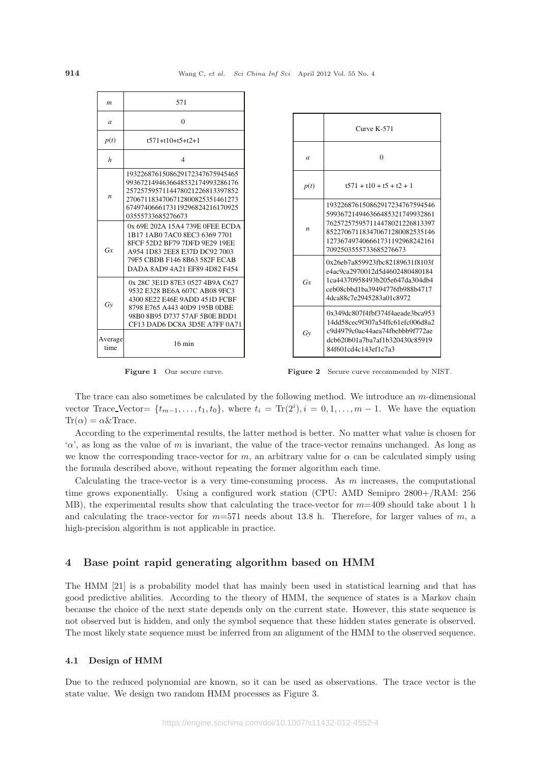| $m$ | 571 |
|---|---|
| $a$ | 0 |
| $p(t)$ | t571+t10+t5+t2+1 |
| $h$ | 4 |
| $n$ | 193226876150862917234767594546599367214946366485321749932861762572575957114478021226813397852270671183470671280082535146127367497406661731192968242161709250355573368527667 3 |
| $Gx$ | 0x 69E 202A 15A4 739E 0FEE ECDA 1B17 1AB0 7AC0 8EC3 6369 7701 8FCF 52D2 BF79 7DFD 9E29 19EE A954 1D83 2EE8 E37D DC92 7003 79F5 CBDB F146 8B63 582F ECAB DADA 8AD9 4A21 EF89 4D82 F454 |
| $Gy$ | 0x 28C 3E1D 87E3 0527 4B9A C627 9532 E328 BE6A 607C AB08 9FC3 4300 8E22 E46E 9ADD 451D FCBF 8798 E765 A443 40D9 195B 0DBE 98B0 8B95 D737 57AF 5B0E BDD1 CF13 DAD6 DC8A 3D5E A7FF 0A71 |
| Average time | 16 min |

**Figure 1** Our secure curve.

| | Curve K-571 |
|---|---|
| $a$ | 0 |
| $p(t)$ | t571 + t10 + t5 + t2 + 1 |
| $n$ | 193226876150862917234767594546599367214946366485321749932861762572575957114478021226813397852270671183470671280082535146127367497406661731192968242161709250355573368527667 3 |
| $Gx$ | 0x26eb7a859923fbc82189631f8103fe4ac9ca2970012d5d46024804801841ca44370958493b205e647da304db4ceb08cbbd1ba39494776fb988b47174dca88c7e2945283a01c8972 |
| $Gy$ | 0x349dc807f4fbf374f4aeade3bca95314dd58cec9f307a54ffc61efc006d8a2c9d4979c0ac44aea74fbebbb9f772aedcb620b01a7ba7af1b320430c8591984f601cd4c143ef1c7a3 |

**Figure 2** Secure curve recommended by NIST.

The trace can also sometimes be calculated by the following method. We introduce an $m$-dimensional vector Trace_Vector= $\{t_{m-1}, \dots, t_1, t_0\}$, where $t_i = \mathrm{Tr}(2^i), i = 0, 1, \dots, m-1$. We have the equation $\mathrm{Tr}(\alpha) = \alpha\&\mathrm{Trace}$.

According to the experimental results, the latter method is better. No matter what value is chosen for '$\alpha$', as long as the value of $m$ is invariant, the value of the trace-vector remains unchanged. As long as we know the corresponding trace-vector for $m$, an arbitrary value for $\alpha$ can be calculated simply using the formula described above, without repeating the former algorithm each time.

Calculating the trace-vector is a very time-consuming process. As $m$ increases, the computational time grows exponentially. Using a configured work station (CPU: AMD Semipro 2800+/RAM: 256 MB), the experimental results show that calculating the trace-vector for $m$=409 should take about 1 h and calculating the trace-vector for $m$=571 needs about 13.8 h. Therefore, for larger values of $m$, a high-precision algorithm is not applicable in practice.

## 4 Base point rapid generating algorithm based on HMM

The HMM [21] is a probability model that has mainly been used in statistical learning and that has good predictive abilities. According to the theory of HMM, the sequence of states is a Markov chain because the choice of the next state depends only on the current state. However, this state sequence is not observed but is hidden, and only the symbol sequence that these hidden states generate is observed. The most likely state sequence must be inferred from an alignment of the HMM to the observed sequence.

### 4.1 Design of HMM

Due to the reduced polynomial are known, so it can be used as observations. The trace vector is the state value. We design two random HMM processes as Figure 3.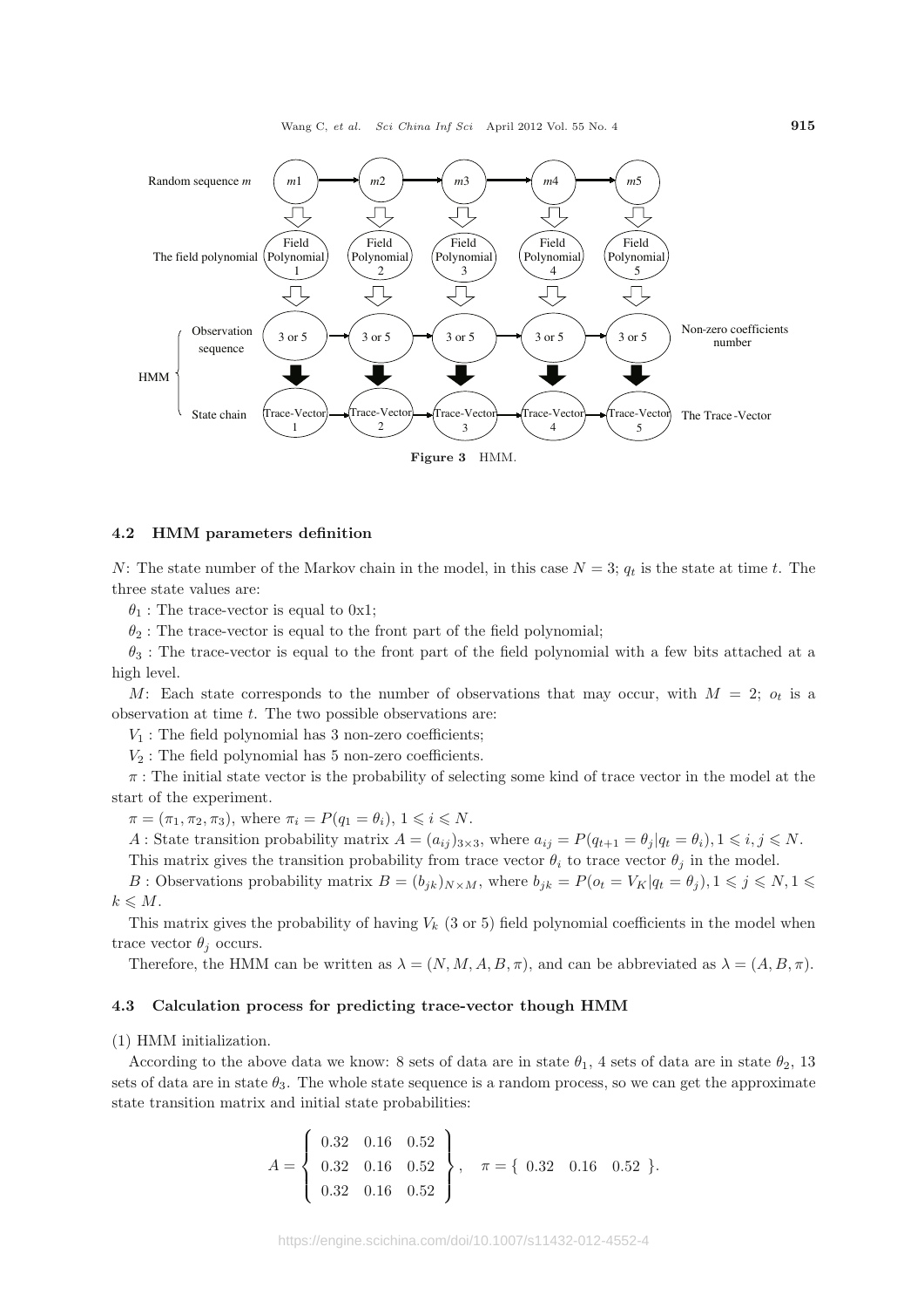Figure 3 HMM.

### 4.2 HMM parameters definition

$N$: The state number of the Markov chain in the model, in this case $N = 3$; $q_t$ is the state at time $t$. The three state values are:

$\theta_1$ : The trace-vector is equal to 0x1;

$\theta_2$ : The trace-vector is equal to the front part of the field polynomial;

$\theta_3$ : The trace-vector is equal to the front part of the field polynomial with a few bits attached at a high level.

$M$: Each state corresponds to the number of observations that may occur, with $M = 2$; $o_t$ is a observation at time $t$. The two possible observations are:

$V_1$ : The field polynomial has 3 non-zero coefficients;

$V_2$ : The field polynomial has 5 non-zero coefficients.

$\pi$ : The initial state vector is the probability of selecting some kind of trace vector in the model at the start of the experiment.

$\pi = (\pi_1, \pi_2, \pi_3)$, where $\pi_i = P(q_1 = \theta_i)$, $1 \leqslant i \leqslant N$.

$A$ : State transition probability matrix $A = (a_{ij})_{3\times 3}$, where $a_{ij} = P(q_{t+1} = \theta_j | q_t = \theta_i), 1 \leqslant i, j \leqslant N$.

This matrix gives the transition probability from trace vector $\theta_i$ to trace vector $\theta_j$ in the model.

$B$ : Observations probability matrix $B = (b_{jk})_{N\times M}$, where $b_{jk} = P(o_t = V_K | q_t = \theta_j), 1 \leqslant j \leqslant N, 1 \leqslant k \leqslant M$.

This matrix gives the probability of having $V_k$ (3 or 5) field polynomial coefficients in the model when trace vector $\theta_j$ occurs.

Therefore, the HMM can be written as $\lambda = (N, M, A, B, \pi)$, and can be abbreviated as $\lambda = (A, B, \pi)$.

### 4.3 Calculation process for predicting trace-vector though HMM

(1) HMM initialization.

According to the above data we know: 8 sets of data are in state $\theta_1$, 4 sets of data are in state $\theta_2$, 13 sets of data are in state $\theta_3$. The whole state sequence is a random process, so we can get the approximate state transition matrix and initial state probabilities:

$$A = \left\{ \begin{array}{ccc} 0.32 & 0.16 & 0.52 \\ 0.32 & 0.16 & 0.52 \\ 0.32 & 0.16 & 0.52 \end{array} \right\}, \quad \pi = \{ \ 0.32 \quad 0.16 \quad 0.52 \ \}.$$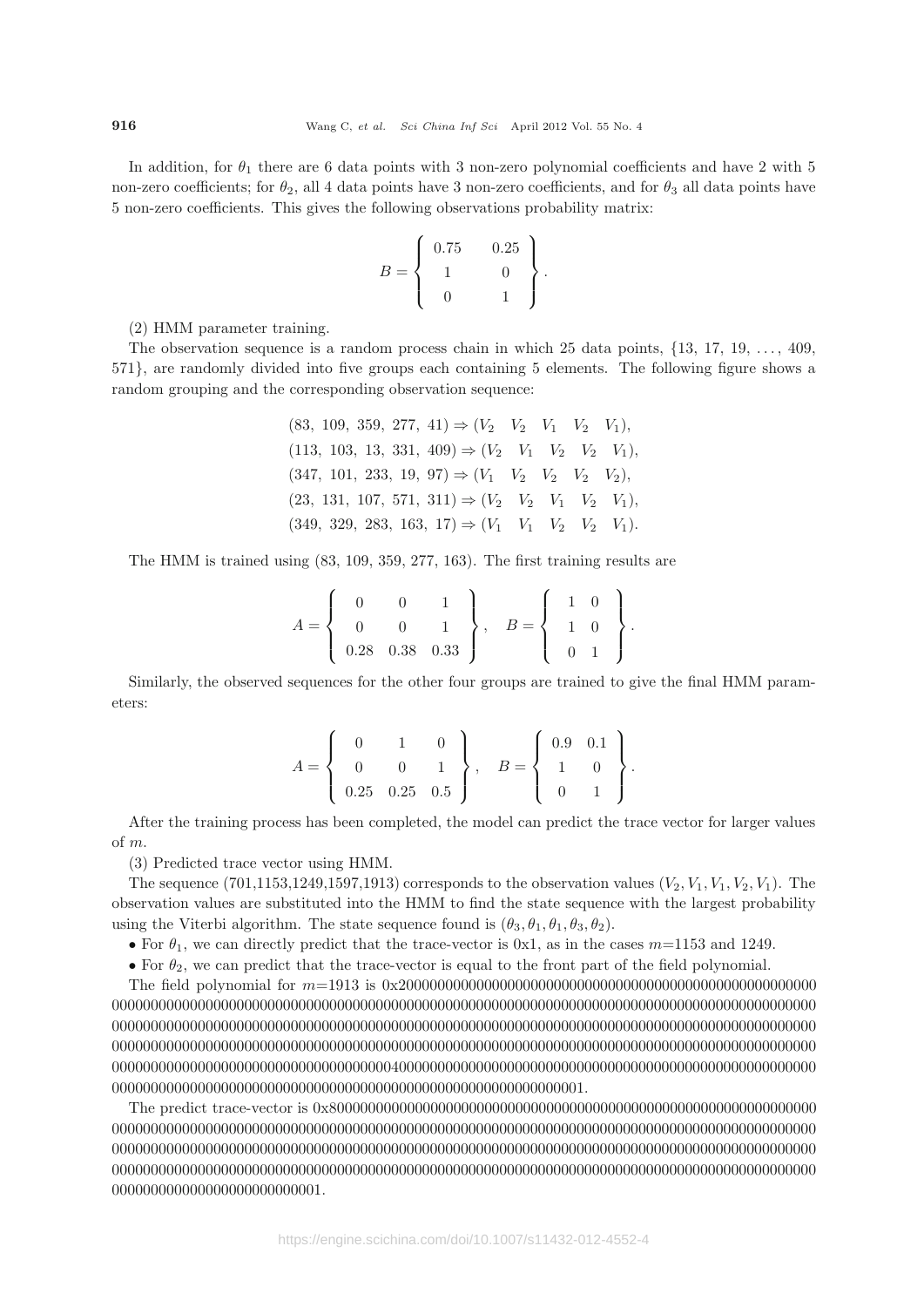In addition, for $\theta_1$ there are 6 data points with 3 non-zero polynomial coefficients and have 2 with 5 non-zero coefficients; for $\theta_2$, all 4 data points have 3 non-zero coefficients, and for $\theta_3$ all data points have 5 non-zero coefficients. This gives the following observations probability matrix:

$$B = \left\{ \begin{array}{cc} 0.75 & 0.25 \\ 1 & 0 \\ 0 & 1 \end{array} \right\}.$$

(2) HMM parameter training.

The observation sequence is a random process chain in which 25 data points, {13, 17, 19, ..., 409, 571}, are randomly divided into five groups each containing 5 elements. The following figure shows a random grouping and the corresponding observation sequence:

$$\begin{array}{l} (83,\ 109,\ 359,\ 277,\ 41) \Rightarrow (V_2 \quad V_2 \quad V_1 \quad V_2 \quad V_1), \\ (113,\ 103,\ 13,\ 331,\ 409) \Rightarrow (V_2 \quad V_1 \quad V_2 \quad V_2 \quad V_1), \\ (347,\ 101,\ 233,\ 19,\ 97) \Rightarrow (V_1 \quad V_2 \quad V_2 \quad V_2 \quad V_2), \\ (23,\ 131,\ 107,\ 571,\ 311) \Rightarrow (V_2 \quad V_2 \quad V_1 \quad V_2 \quad V_1), \\ (349,\ 329,\ 283,\ 163,\ 17) \Rightarrow (V_1 \quad V_1 \quad V_2 \quad V_2 \quad V_1). \end{array}$$

The HMM is trained using (83, 109, 359, 277, 163). The first training results are

$$A = \left\{ \begin{array}{ccc} 0 & 0 & 1 \\ 0 & 0 & 1 \\ 0.28 & 0.38 & 0.33 \end{array} \right\}, \quad B = \left\{ \begin{array}{cc} 1 & 0 \\ 1 & 0 \\ 0 & 1 \end{array} \right\}.$$

Similarly, the observed sequences for the other four groups are trained to give the final HMM parameters:

$$A = \left\{ \begin{array}{ccc} 0 & 1 & 0 \\ 0 & 0 & 1 \\ 0.25 & 0.25 & 0.5 \end{array} \right\}, \quad B = \left\{ \begin{array}{cc} 0.9 & 0.1 \\ 1 & 0 \\ 0 & 1 \end{array} \right\}.$$

After the training process has been completed, the model can predict the trace vector for larger values of $m$.

(3) Predicted trace vector using HMM.

The sequence (701,1153,1249,1597,1913) corresponds to the observation values $(V_2, V_1, V_1, V_2, V_1)$. The observation values are substituted into the HMM to find the state sequence with the largest probability using the Viterbi algorithm. The state sequence found is $(\theta_3, \theta_1, \theta_1, \theta_3, \theta_2)$.

- For $\theta_1$, we can directly predict that the trace-vector is 0x1, as in the cases $m$=1153 and 1249.
- For $\theta_2$, we can predict that the trace-vector is equal to the front part of the field polynomial.

The field polynomial for $m$=1913 is 0x20000000000000000000000000000000000000000000000000000000000000000000000000000000000000000000000000000000000000000000000000000000000000000000000000000000000000000000000000000000000000000000000000000000000000000000000000000000000000000000000000000000000000000000000000000000000000000000000000000000000000000000000000000000000000000000000000000000000000000000000000000000004000000000000000000000000000000000000000000000000000000000000000000000000000000000000000000000000000000000000000000000000001.

The predict trace-vector is 0x80000000000000000000000000000000000000000000000000000000000000000000000000000000000000000000000000000000000000000000000000000000000000000000000000000000000000000000000000000000000000000000000000000000000000000000000000000000000000000000000000000000000000000000000000000000000000000000000000000000000000000000000000000000000000000000000000000000000000000000000000001.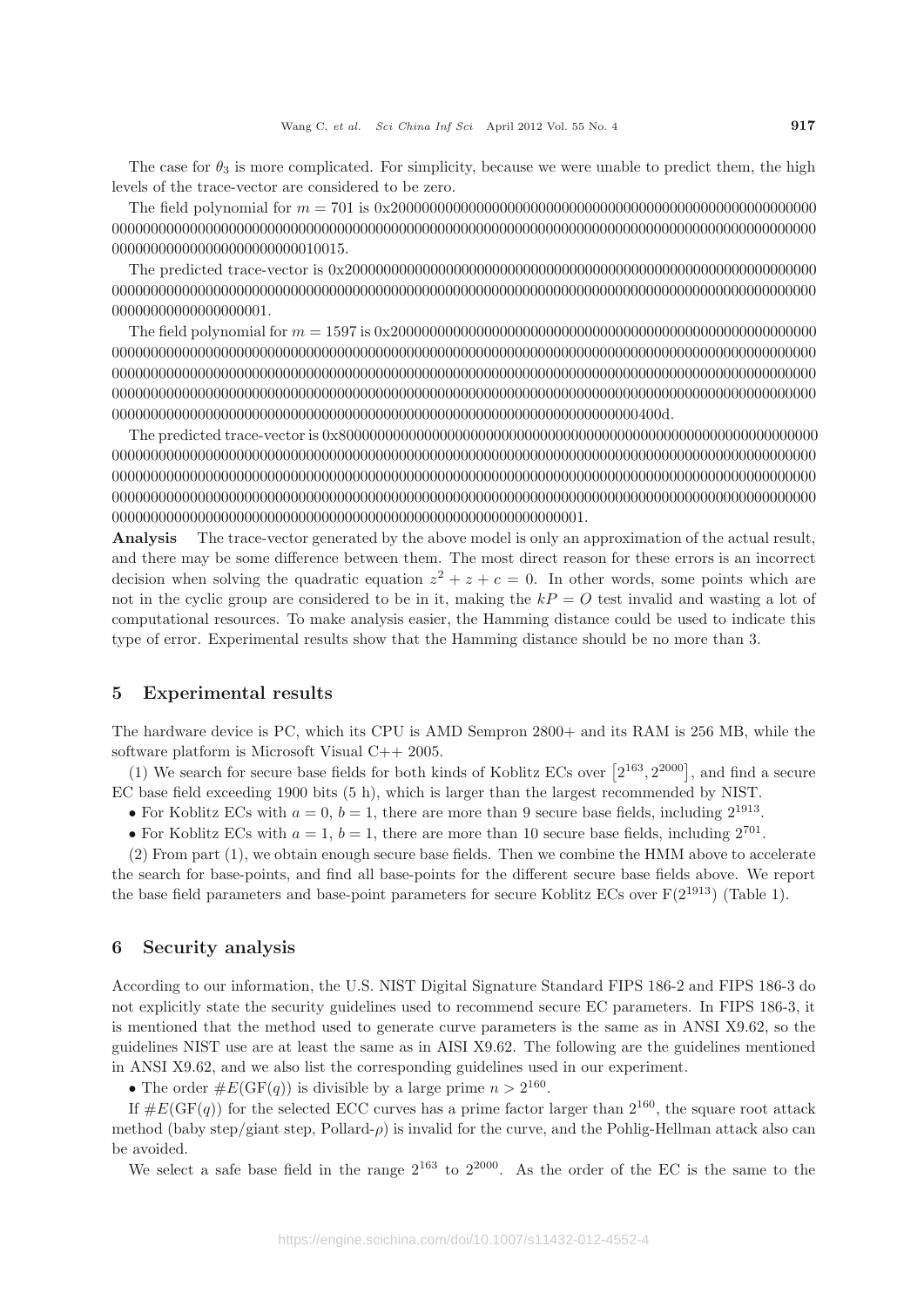The case for $\theta_3$ is more complicated. For simplicity, because we were unable to predict them, the high levels of the trace-vector are considered to be zero.

The field polynomial for $m = 701$ is 0x2000000000000000000000000000000000000000000000000000000000000000000000000000000000000000000000000000000000000000000000000000000000000000000000000000000000000000000000000010015.

The predicted trace-vector is 0x20000000000000000000000000000000000000000000000000000000000000000000000000000000000000000000000000000000000000000000000000000000000000000000000000000000000000000000000000001.

The field polynomial for $m = 1597$ is 0x2000000000000000000000000000000000000000000000000000000000000000000000000000000000000000000000000000000000000000000000000000000000000000000000000000000000000000000000000000000000000000000000000000000000000000000000000000000000000000000000000000000000000000000000000000000000000000000000000000000000000000000000000000000000000000000000000000000000000000000000000000000000000000000000000000000000400d.

The predicted trace-vector is 0x80000000000000000000000000000000000000000000000000000000000000000000000000000000000000000000000000000000000000000000000000000000000000000000000000000000000000000000000000000000000000000000000000000000000000000000000000000000000000000000000000000000000000000000000000000000000000000000000000000000000000000000000000000000000000000000000000000000000000000000000000000000000000000000000000000000000000001.

**Analysis** The trace-vector generated by the above model is only an approximation of the actual result, and there may be some difference between them. The most direct reason for these errors is an incorrect decision when solving the quadratic equation $z^2 + z + c = 0$. In other words, some points which are not in the cyclic group are considered to be in it, making the $kP = O$ test invalid and wasting a lot of computational resources. To make analysis easier, the Hamming distance could be used to indicate this type of error. Experimental results show that the Hamming distance should be no more than 3.

## 5 Experimental results

The hardware device is PC, which its CPU is AMD Sempron 2800+ and its RAM is 256 MB, while the software platform is Microsoft Visual C++ 2005.

(1) We search for secure base fields for both kinds of Koblitz ECs over $[2^{163}, 2^{2000}]$, and find a secure EC base field exceeding 1900 bits (5 h), which is larger than the largest recommended by NIST.

- For Koblitz ECs with $a = 0$, $b = 1$, there are more than 9 secure base fields, including $2^{1913}$.
- For Koblitz ECs with $a = 1$, $b = 1$, there are more than 10 secure base fields, including $2^{701}$.

(2) From part (1), we obtain enough secure base fields. Then we combine the HMM above to accelerate the search for base-points, and find all base-points for the different secure base fields above. We report the base field parameters and base-point parameters for secure Koblitz ECs over $\mathrm{F}(2^{1913})$ (Table 1).

## 6 Security analysis

According to our information, the U.S. NIST Digital Signature Standard FIPS 186-2 and FIPS 186-3 do not explicitly state the security guidelines used to recommend secure EC parameters. In FIPS 186-3, it is mentioned that the method used to generate curve parameters is the same as in ANSI X9.62, so the guidelines NIST use are at least the same as in AISI X9.62. The following are the guidelines mentioned in ANSI X9.62, and we also list the corresponding guidelines used in our experiment.

- The order $\#E(\mathrm{GF}(q))$ is divisible by a large prime $n > 2^{160}$.

If $\#E(\mathrm{GF}(q))$ for the selected ECC curves has a prime factor larger than $2^{160}$, the square root attack method (baby step/giant step, Pollard-$\rho$) is invalid for the curve, and the Pohlig-Hellman attack also can be avoided.

We select a safe base field in the range $2^{163}$ to $2^{2000}$. As the order of the EC is the same to the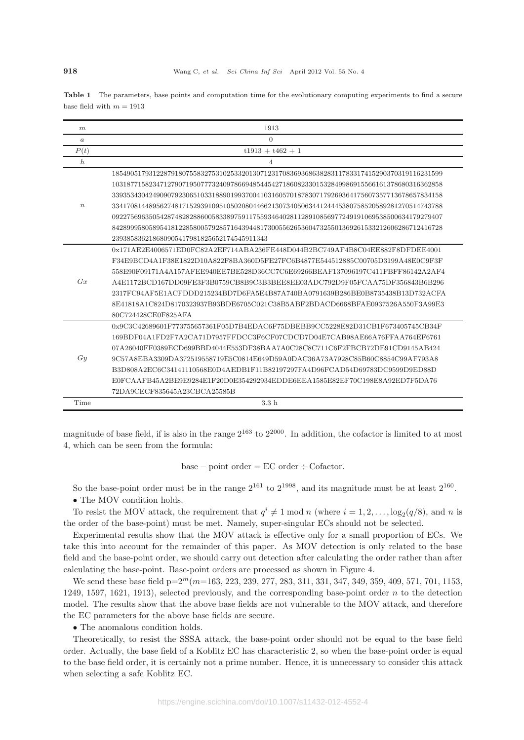**Table 1** The parameters, base points and computation time for the evolutionary computing experiments to find a secure base field with $m = 1913$

| | |
|---|---|
| $m$ | 1913 |
| $a$ | 0 |
| $P(t)$ | t1913 + t462 + 1 |
| $h$ | 4 |
| $n$ | 1854905179312287918075583275310253320130712317083693686382831178331741529037031911623159910318771582347127907195077732409786694854454271860823301532849986915566161378680316362858339353430424909079230651033188901993700410316057018783071792693641756073577136786578341583341708144895627481715293910951050208044662130734050634412444538075852058928127051474378809227569635054287482828860058338975911755934640281128910856977249191069538500634179279407842899958058954181228580057928571643944817300556265360473255013692615332126062867124167282393858362186809054179818256521745459113 43 |
| $Gx$ | 0x171AE2E4006571ED0FC82A2EF714ABA236FE448D044B2BC749AF4B8C04EE882F8DFDEE4001F34E9BCD4A1F38E1822D10A822F8BA360D5FE27FC6B4877E544512885C00705D3199A48E0C9F3F558E90F09171A4A157AFEE940EE7BE528D36CC7C6E69266BEAF137096197C411FBFF86142A2AF4A4E1172BCD167DD09FE3F3B0759CB8B9C3B3BEE8EE03ADC792D9F05FCAA75DF356843B6B2962317FC94AF5E1ACFDDD215234BD7D6FA5E4B87A740BA0791639B286BE0B8735438B13D732ACFA8E41818A1C824D8170323937B93BDE6705C021C38B5ABF2BDACD6668BFAE0937526A550F3A99E380C724428CE0F825AFA |
| $Gy$ | 0x9C3C42689601F773755657361F05D7B4EDAC6F75DBEBB9CC5228E82D31CB1F673405745CB34F169BDF04A1FD2F7A2CA71D7957FFDCC3F6CF07CDCD7D04E7CAB98AE66A76FFAA764EF676107A26040FF0389ECD699BBD4044E553DF38BAA7A0C28C8C711C6F2FBCB72DE91CD9145AB4249C57A8EBA3309DA372519558719E5C0814E649D59A0DAC36A73A7928C85B60C8854C99AF793A8B3D808A2EC6C34141110568E0D4AEDB1F11B82197297FA4D96FCAD54D69783DC9599D9ED88DE0FCAAFB45A2BE9E9284E1F20D0E354292934EDDE6EEA1585E82EF70C198E8A92ED7F5DA7672DA9CECF835645A23CBCA25585B |
| Time | 3.3 h |

magnitude of base field, if is also in the range $2^{163}$ to $2^{2000}$. In addition, the cofactor is limited to at most 4, which can be seen from the formula:

$$\text{base} - \text{point order} = \text{EC order} \div \text{Cofactor}.$$

So the base-point order must be in the range $2^{161}$ to $2^{1998}$, and its magnitude must be at least $2^{160}$.

- The MOV condition holds.

To resist the MOV attack, the requirement that $q^i \neq 1 \bmod n$ (where $i = 1, 2, \ldots, \log_2(q/8)$, and $n$ is the order of the base-point) must be met. Namely, super-singular ECs should not be selected.

Experimental results show that the MOV attack is effective only for a small proportion of ECs. We take this into account for the remainder of this paper. As MOV detection is only related to the base field and the base-point order, we should carry out detection after calculating the order rather than after calculating the base-point. Base-point orders are processed as shown in Figure 4.

We send these base field $p=2^m$($m$=163, 223, 239, 277, 283, 311, 331, 347, 349, 359, 409, 571, 701, 1153, 1249, 1597, 1621, 1913), selected previously, and the corresponding base-point order $n$ to the detection model. The results show that the above base fields are not vulnerable to the MOV attack, and therefore the EC parameters for the above base fields are secure.

- The anomalous condition holds.

Theoretically, to resist the SSSA attack, the base-point order should not be equal to the base field order. Actually, the base field of a Koblitz EC has characteristic 2, so when the base-point order is equal to the base field order, it is certainly not a prime number. Hence, it is unnecessary to consider this attack when selecting a safe Koblitz EC.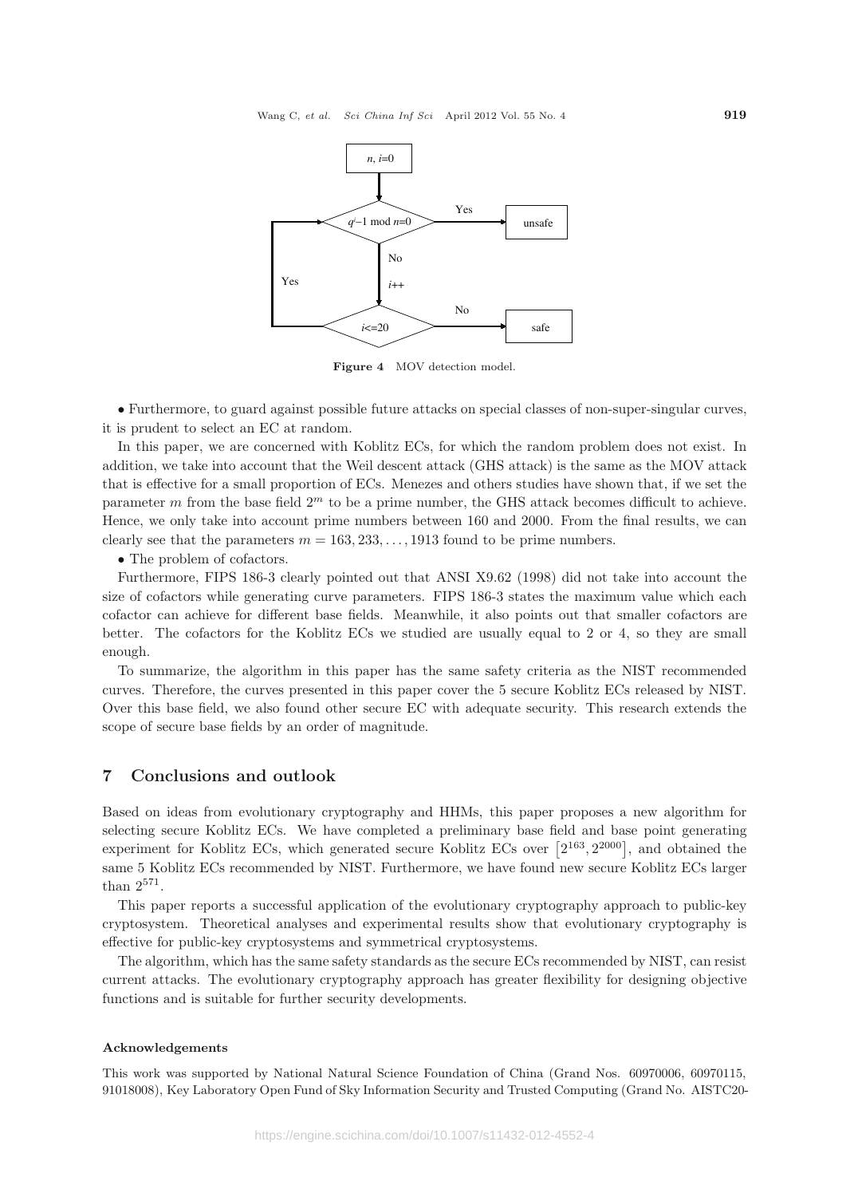**Figure 4** MOV detection model.

- Furthermore, to guard against possible future attacks on special classes of non-super-singular curves, it is prudent to select an EC at random.

In this paper, we are concerned with Koblitz ECs, for which the random problem does not exist. In addition, we take into account that the Weil descent attack (GHS attack) is the same as the MOV attack that is effective for a small proportion of ECs. Menezes and others studies have shown that, if we set the parameter $m$ from the base field $2^m$ to be a prime number, the GHS attack becomes difficult to achieve. Hence, we only take into account prime numbers between 160 and 2000. From the final results, we can clearly see that the parameters $m = 163, 233, \ldots, 1913$ found to be prime numbers.

- The problem of cofactors.

Furthermore, FIPS 186-3 clearly pointed out that ANSI X9.62 (1998) did not take into account the size of cofactors while generating curve parameters. FIPS 186-3 states the maximum value which each cofactor can achieve for different base fields. Meanwhile, it also points out that smaller cofactors are better. The cofactors for the Koblitz ECs we studied are usually equal to 2 or 4, so they are small enough.

To summarize, the algorithm in this paper has the same safety criteria as the NIST recommended curves. Therefore, the curves presented in this paper cover the 5 secure Koblitz ECs released by NIST. Over this base field, we also found other secure EC with adequate security. This research extends the scope of secure base fields by an order of magnitude.

## 7 Conclusions and outlook

Based on ideas from evolutionary cryptography and HHMs, this paper proposes a new algorithm for selecting secure Koblitz ECs. We have completed a preliminary base field and base point generating experiment for Koblitz ECs, which generated secure Koblitz ECs over $\left[2^{163}, 2^{2000}\right]$, and obtained the same 5 Koblitz ECs recommended by NIST. Furthermore, we have found new secure Koblitz ECs larger than $2^{571}$.

This paper reports a successful application of the evolutionary cryptography approach to public-key cryptosystem. Theoretical analyses and experimental results show that evolutionary cryptography is effective for public-key cryptosystems and symmetrical cryptosystems.

The algorithm, which has the same safety standards as the secure ECs recommended by NIST, can resist current attacks. The evolutionary cryptography approach has greater flexibility for designing objective functions and is suitable for further security developments.

#### Acknowledgements

This work was supported by National Natural Science Foundation of China (Grand Nos. 60970006, 60970115, 91018008), Key Laboratory Open Fund of Sky Information Security and Trusted Computing (Grand No. AISTC20-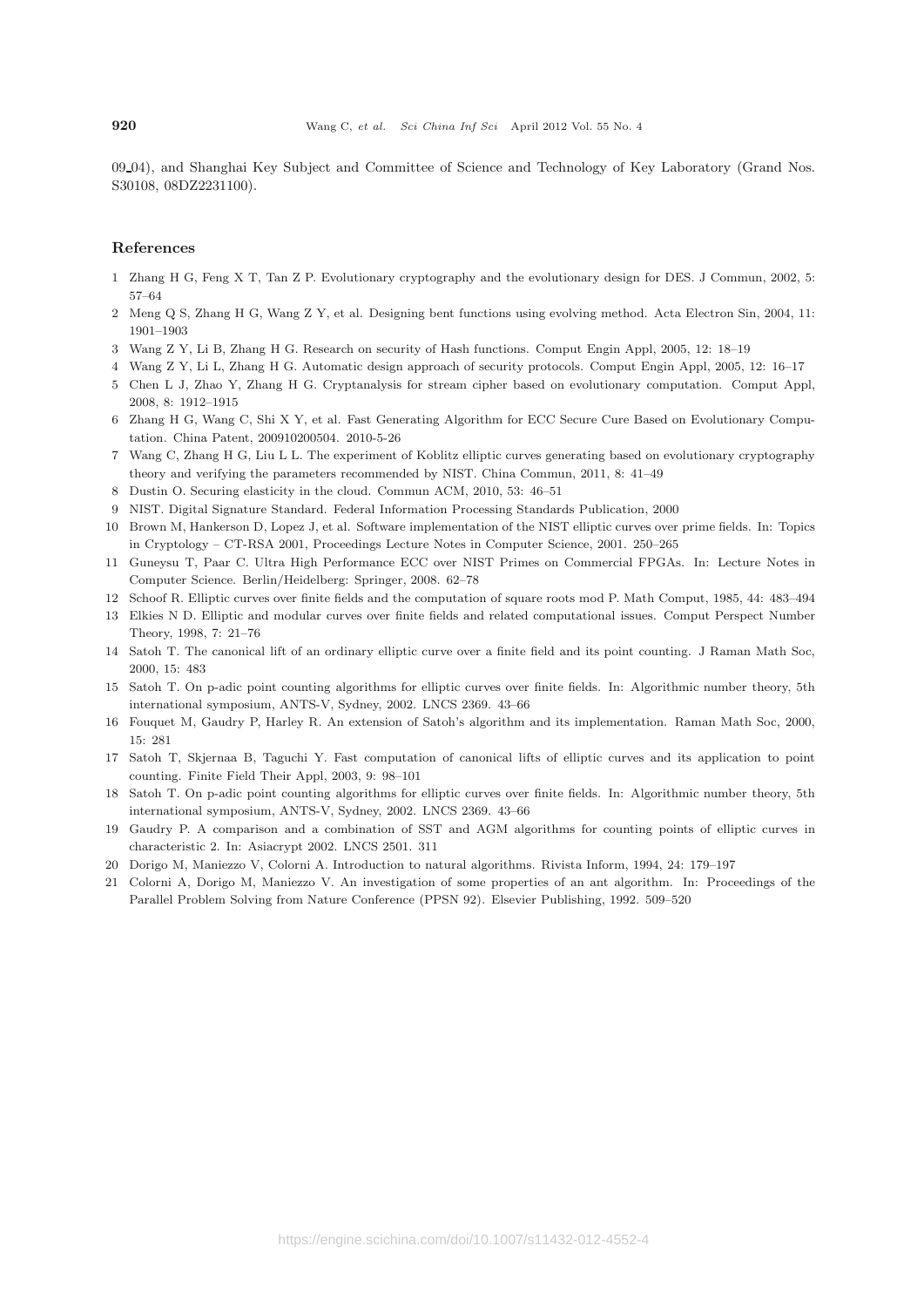09_04), and Shanghai Key Subject and Committee of Science and Technology of Key Laboratory (Grand Nos. S30108, 08DZ2231100).

## References

1 Zhang H G, Feng X T, Tan Z P. Evolutionary cryptography and the evolutionary design for DES. J Commun, 2002, 5: 57–64

2 Meng Q S, Zhang H G, Wang Z Y, et al. Designing bent functions using evolving method. Acta Electron Sin, 2004, 11: 1901–1903

3 Wang Z Y, Li B, Zhang H G. Research on security of Hash functions. Comput Engin Appl, 2005, 12: 18–19

4 Wang Z Y, Li L, Zhang H G. Automatic design approach of security protocols. Comput Engin Appl, 2005, 12: 16–17

5 Chen L J, Zhao Y, Zhang H G. Cryptanalysis for stream cipher based on evolutionary computation. Comput Appl, 2008, 8: 1912–1915

6 Zhang H G, Wang C, Shi X Y, et al. Fast Generating Algorithm for ECC Secure Cure Based on Evolutionary Computation. China Patent, 200910200504. 2010-5-26

7 Wang C, Zhang H G, Liu L L. The experiment of Koblitz elliptic curves generating based on evolutionary cryptography theory and verifying the parameters recommended by NIST. China Commun, 2011, 8: 41–49

8 Dustin O. Securing elasticity in the cloud. Commun ACM, 2010, 53: 46–51

9 NIST. Digital Signature Standard. Federal Information Processing Standards Publication, 2000

10 Brown M, Hankerson D, Lopez J, et al. Software implementation of the NIST elliptic curves over prime fields. In: Topics in Cryptology – CT-RSA 2001, Proceedings Lecture Notes in Computer Science, 2001. 250–265

11 Guneysu T, Paar C. Ultra High Performance ECC over NIST Primes on Commercial FPGAs. In: Lecture Notes in Computer Science. Berlin/Heidelberg: Springer, 2008. 62–78

12 Schoof R. Elliptic curves over finite fields and the computation of square roots mod P. Math Comput, 1985, 44: 483–494

13 Elkies N D. Elliptic and modular curves over finite fields and related computational issues. Comput Perspect Number Theory, 1998, 7: 21–76

14 Satoh T. The canonical lift of an ordinary elliptic curve over a finite field and its point counting. J Raman Math Soc, 2000, 15: 483

15 Satoh T. On p-adic point counting algorithms for elliptic curves over finite fields. In: Algorithmic number theory, 5th international symposium, ANTS-V, Sydney, 2002. LNCS 2369. 43–66

16 Fouquet M, Gaudry P, Harley R. An extension of Satoh's algorithm and its implementation. Raman Math Soc, 2000, 15: 281

17 Satoh T, Skjernaa B, Taguchi Y. Fast computation of canonical lifts of elliptic curves and its application to point counting. Finite Field Their Appl, 2003, 9: 98–101

18 Satoh T. On p-adic point counting algorithms for elliptic curves over finite fields. In: Algorithmic number theory, 5th international symposium, ANTS-V, Sydney, 2002. LNCS 2369. 43–66

19 Gaudry P. A comparison and a combination of SST and AGM algorithms for counting points of elliptic curves in characteristic 2. In: Asiacrypt 2002. LNCS 2501. 311

20 Dorigo M, Maniezzo V, Colorni A. Introduction to natural algorithms. Rivista Inform, 1994, 24: 179–197

21 Colorni A, Dorigo M, Maniezzo V. An investigation of some properties of an ant algorithm. In: Proceedings of the Parallel Problem Solving from Nature Conference (PPSN 92). Elsevier Publishing, 1992. 509–520